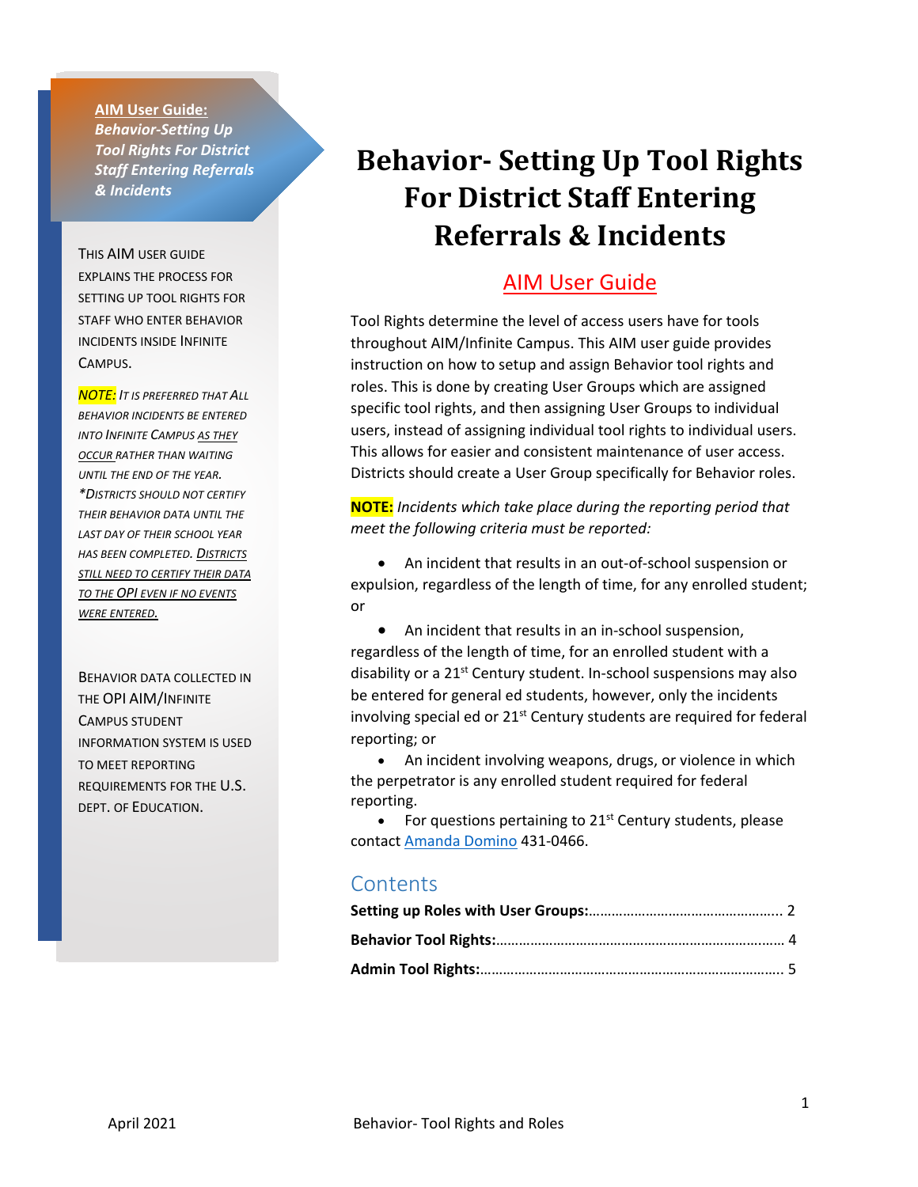**AIM User Guide:**
***Behavior-Setting Up Tool Rights For District Staff Entering Referrals & Incidents***

THIS AIM USER GUIDE EXPLAINS THE PROCESS FOR SETTING UP TOOL RIGHTS FOR STAFF WHO ENTER BEHAVIOR INCIDENTS INSIDE INFINITE CAMPUS.

***NOTE:*** *IT IS PREFERRED THAT ALL BEHAVIOR INCIDENTS BE ENTERED INTO INFINITE CAMPUS AS THEY OCCUR RATHER THAN WAITING UNTIL THE END OF THE YEAR. *DISTRICTS SHOULD NOT CERTIFY THEIR BEHAVIOR DATA UNTIL THE LAST DAY OF THEIR SCHOOL YEAR HAS BEEN COMPLETED. DISTRICTS STILL NEED TO CERTIFY THEIR DATA TO THE OPI EVEN IF NO EVENTS WERE ENTERED.*

BEHAVIOR DATA COLLECTED IN THE OPI AIM/INFINITE CAMPUS STUDENT INFORMATION SYSTEM IS USED TO MEET REPORTING REQUIREMENTS FOR THE U.S. DEPT. OF EDUCATION.

# Behavior- Setting Up Tool Rights For District Staff Entering Referrals & Incidents

## AIM User Guide

Tool Rights determine the level of access users have for tools throughout AIM/Infinite Campus. This AIM user guide provides instruction on how to setup and assign Behavior tool rights and roles. This is done by creating User Groups which are assigned specific tool rights, and then assigning User Groups to individual users, instead of assigning individual tool rights to individual users. This allows for easier and consistent maintenance of user access. Districts should create a User Group specifically for Behavior roles.

**NOTE:** *Incidents which take place during the reporting period that meet the following criteria must be reported:*

- An incident that results in an out-of-school suspension or expulsion, regardless of the length of time, for any enrolled student; or
- An incident that results in an in-school suspension, regardless of the length of time, for an enrolled student with a disability or a 21st Century student. In-school suspensions may also be entered for general ed students, however, only the incidents involving special ed or 21st Century students are required for federal reporting; or
- An incident involving weapons, drugs, or violence in which the perpetrator is any enrolled student required for federal reporting.
- For questions pertaining to 21st Century students, please contact Amanda Domino 431-0466.

## Contents

**Setting up Roles with User Groups:**…………………………………………….. 2

**Behavior Tool Rights:**…………………………………………………………………. 4

**Admin Tool Rights:**……………………………………………………………………. 5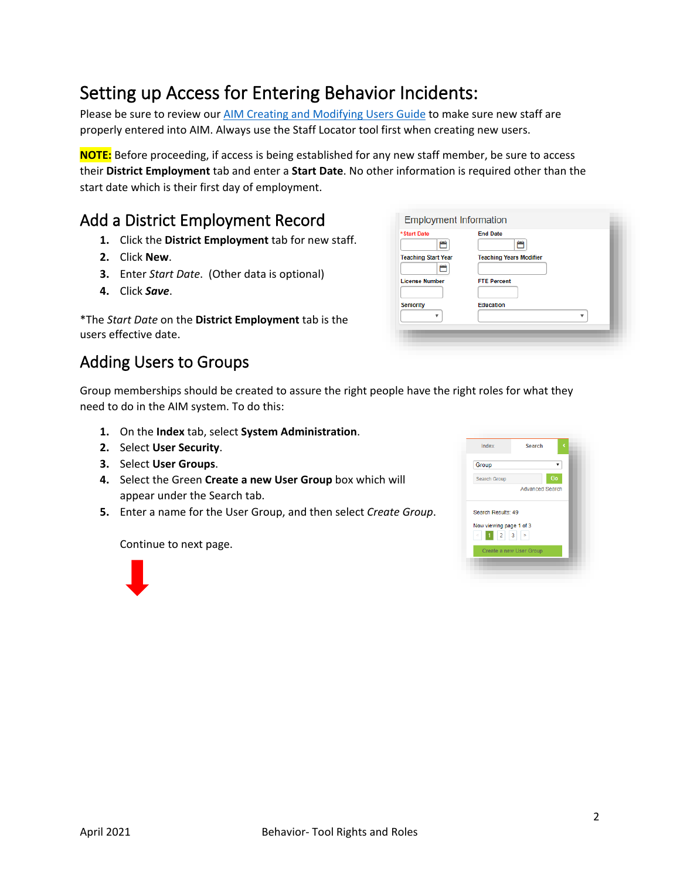# Setting up Access for Entering Behavior Incidents:

Please be sure to review our [AIM Creating and Modifying Users Guide]() to make sure new staff are properly entered into AIM. Always use the Staff Locator tool first when creating new users.

**NOTE:** Before proceeding, if access is being established for any new staff member, be sure to access their **District Employment** tab and enter a **Start Date**. No other information is required other than the start date which is their first day of employment.

## Add a District Employment Record

1. Click the **District Employment** tab for new staff.
2. Click **New**.
3. Enter *Start Date*. (Other data is optional)
4. Click ***Save***.

*The *Start Date* on the **District Employment** tab is the users effective date.

## Adding Users to Groups

Group memberships should be created to assure the right people have the right roles for what they need to do in the AIM system. To do this:

1. On the **Index** tab, select **System Administration**.
2. Select **User Security**.
3. Select **User Groups**.
4. Select the Green **Create a new User Group** box which will appear under the Search tab.
5. Enter a name for the User Group, and then select *Create Group*.

Continue to next page.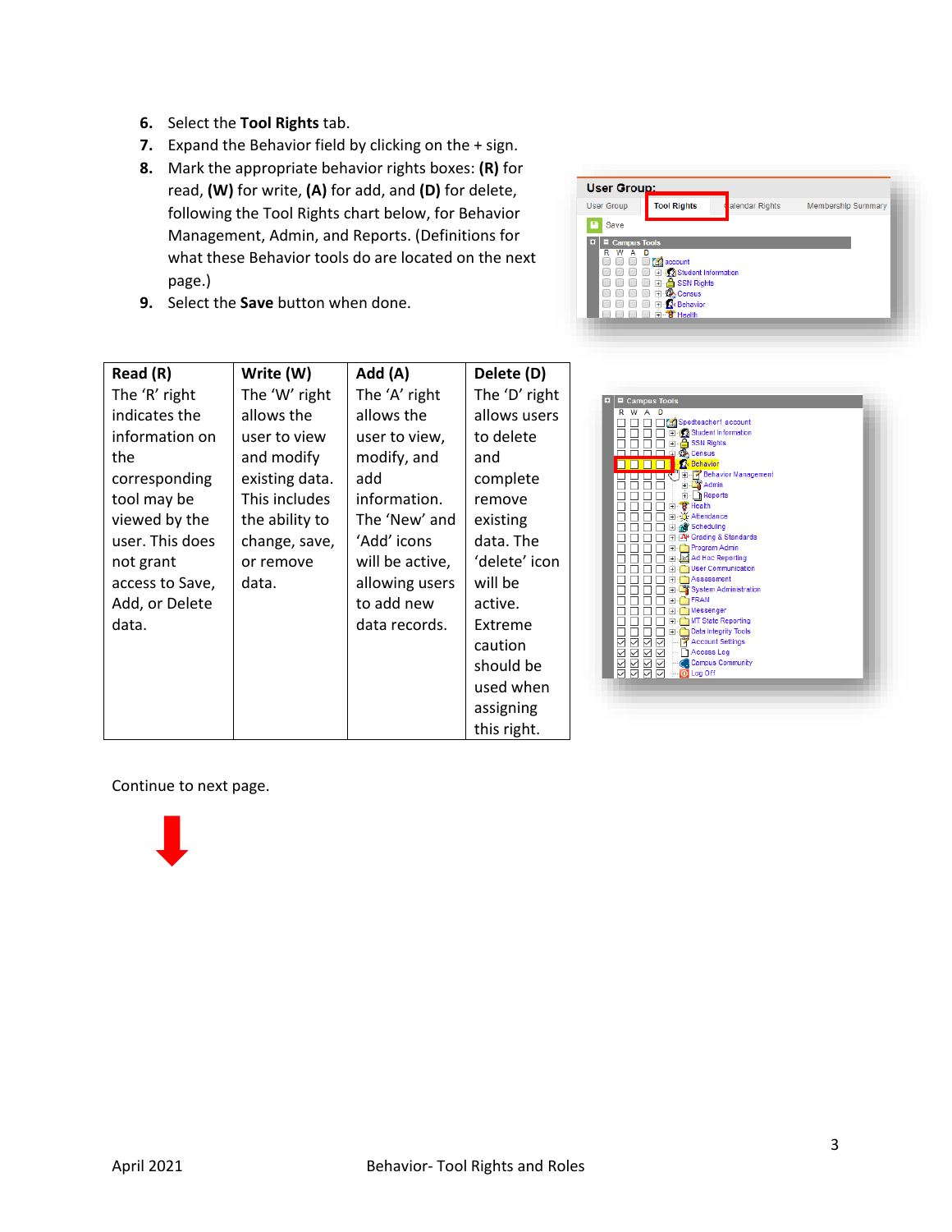6. Select the **Tool Rights** tab.
7. Expand the Behavior field by clicking on the + sign.
8. Mark the appropriate behavior rights boxes: **(R)** for read, **(W)** for write, **(A)** for add, and **(D)** for delete, following the Tool Rights chart below, for Behavior Management, Admin, and Reports. (Definitions for what these Behavior tools do are located on the next page.)
9. Select the **Save** button when done.

| Read (R) | Write (W) | Add (A) | Delete (D) |
|---|---|---|---|
| The 'R' right indicates the information on the corresponding tool may be viewed by the user. This does not grant access to Save, Add, or Delete data. | The 'W' right allows the user to view and modify existing data. This includes the ability to change, save, or remove data. | The 'A' right allows the user to view, modify, and add information. The 'New' and 'Add' icons will be active, allowing users to add new data records. | The 'D' right allows users to delete and complete remove existing data. The 'delete' icon will be active. Extreme caution should be used when assigning this right. |

Continue to next page.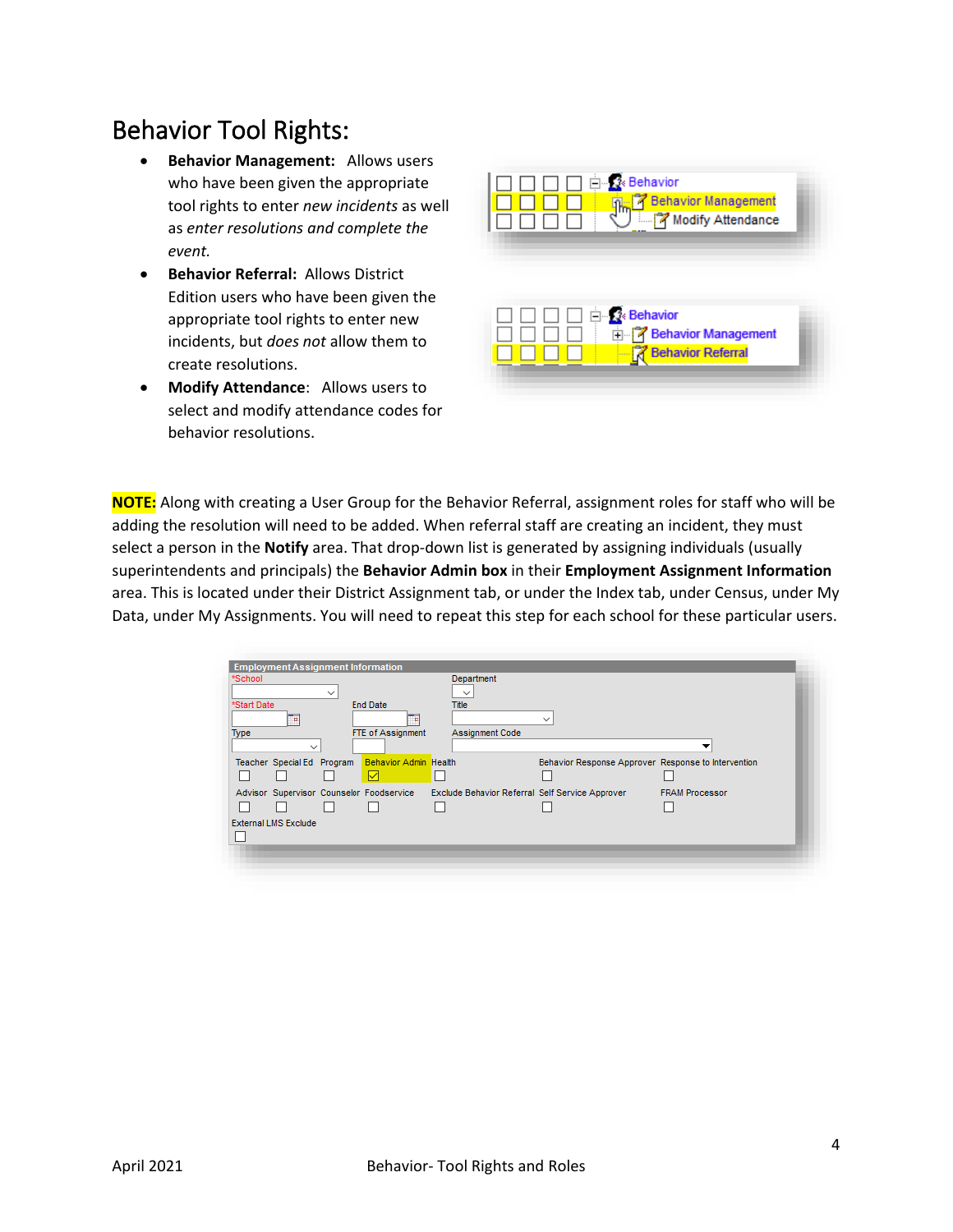# Behavior Tool Rights:

- **Behavior Management:** Allows users who have been given the appropriate tool rights to enter *new incidents* as well as *enter resolutions and complete the event.*
- **Behavior Referral:** Allows District Edition users who have been given the appropriate tool rights to enter new incidents, but *does not* allow them to create resolutions.
- **Modify Attendance**: Allows users to select and modify attendance codes for behavior resolutions.

**NOTE:** Along with creating a User Group for the Behavior Referral, assignment roles for staff who will be adding the resolution will need to be added. When referral staff are creating an incident, they must select a person in the **Notify** area. That drop-down list is generated by assigning individuals (usually superintendents and principals) the **Behavior Admin box** in their **Employment Assignment Information** area. This is located under their District Assignment tab, or under the Index tab, under Census, under My Data, under My Assignments. You will need to repeat this step for each school for these particular users.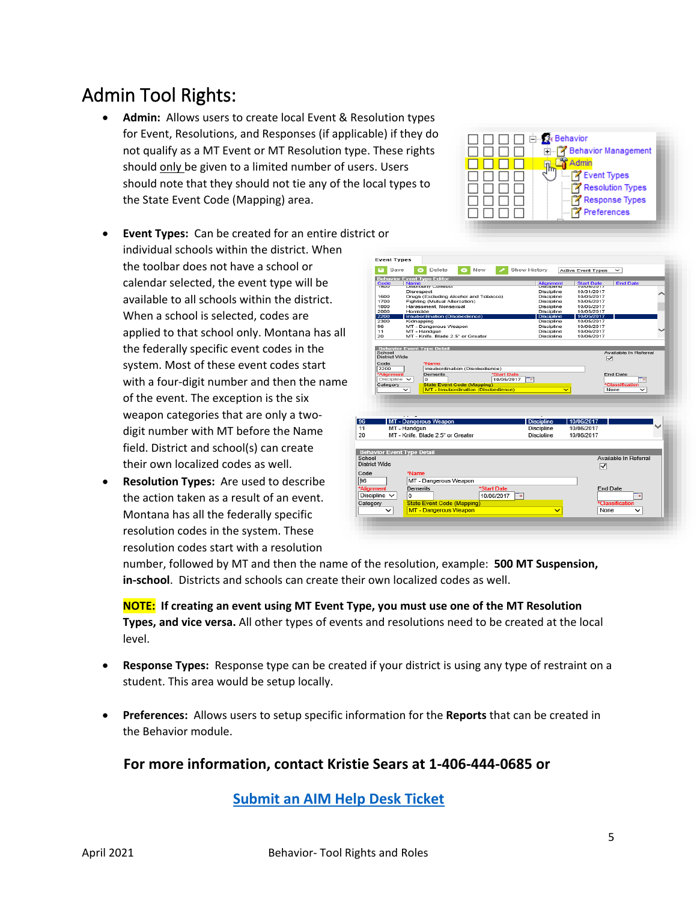# Admin Tool Rights:

- **Admin:** Allows users to create local Event & Resolution types for Event, Resolutions, and Responses (if applicable) if they do not qualify as a MT Event or MT Resolution type. These rights should only be given to a limited number of users. Users should note that they should not tie any of the local types to the State Event Code (Mapping) area.

- **Event Types:** Can be created for an entire district or individual schools within the district. When the toolbar does not have a school or calendar selected, the event type will be available to all schools within the district. When a school is selected, codes are applied to that school only. Montana has all the federally specific event codes in the system. Most of these event codes start with a four-digit number and then the name of the event. The exception is the six weapon categories that are only a two-digit number with MT before the Name field. District and school(s) can create their own localized codes as well.
- **Resolution Types:** Are used to describe the action taken as a result of an event. Montana has all the federally specific resolution codes in the system. These resolution codes start with a resolution number, followed by MT and then the name of the resolution, example: **500 MT Suspension, in-school**. Districts and schools can create their own localized codes as well.

  **NOTE: If creating an event using MT Event Type, you must use one of the MT Resolution Types, and vice versa.** All other types of events and resolutions need to be created at the local level.

- **Response Types:** Response type can be created if your district is using any type of restraint on a student. This area would be setup locally.

- **Preferences:** Allows users to setup specific information for the **Reports** that can be created in the Behavior module.

**For more information, contact Kristie Sears at 1-406-444-0685 or**

**[Submit an AIM Help Desk Ticket]**